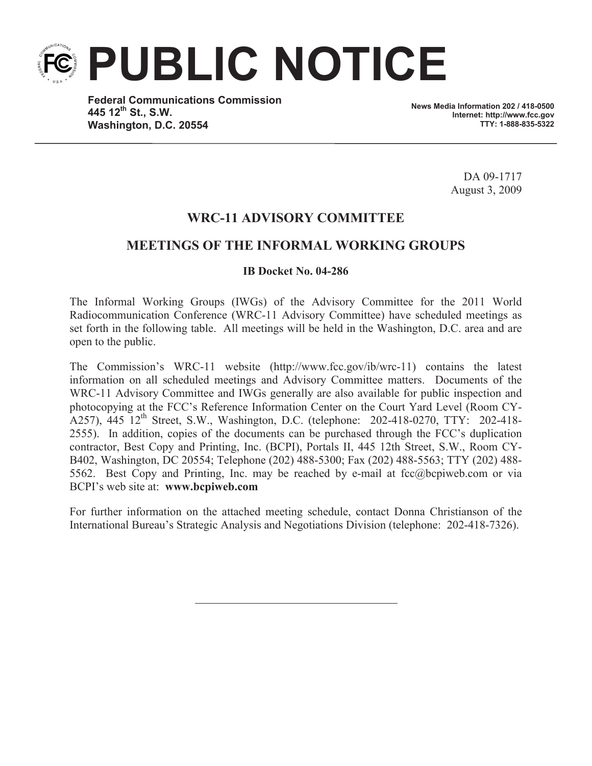# PUBLIC NOTICE

**Federal Communications Commission**
**445 12th St., S.W.**
**Washington, D.C. 20554**

**News Media Information 202 / 418-0500**
**Internet: http://www.fcc.gov**
**TTY: 1-888-835-5322**

DA 09-1717
August 3, 2009

## WRC-11 ADVISORY COMMITTEE

## MEETINGS OF THE INFORMAL WORKING GROUPS

**IB Docket No. 04-286**

The Informal Working Groups (IWGs) of the Advisory Committee for the 2011 World Radiocommunication Conference (WRC-11 Advisory Committee) have scheduled meetings as set forth in the following table. All meetings will be held in the Washington, D.C. area and are open to the public.

The Commission's WRC-11 website (http://www.fcc.gov/ib/wrc-11) contains the latest information on all scheduled meetings and Advisory Committee matters. Documents of the WRC-11 Advisory Committee and IWGs generally are also available for public inspection and photocopying at the FCC's Reference Information Center on the Court Yard Level (Room CY-A257), 445 12th Street, S.W., Washington, D.C. (telephone: 202-418-0270, TTY: 202-418-2555). In addition, copies of the documents can be purchased through the FCC's duplication contractor, Best Copy and Printing, Inc. (BCPI), Portals II, 445 12th Street, S.W., Room CY-B402, Washington, DC 20554; Telephone (202) 488-5300; Fax (202) 488-5563; TTY (202) 488-5562. Best Copy and Printing, Inc. may be reached by e-mail at fcc@bcpiweb.com or via BCPI's web site at: **www.bcpiweb.com**

For further information on the attached meeting schedule, contact Donna Christianson of the International Bureau's Strategic Analysis and Negotiations Division (telephone: 202-418-7326).

---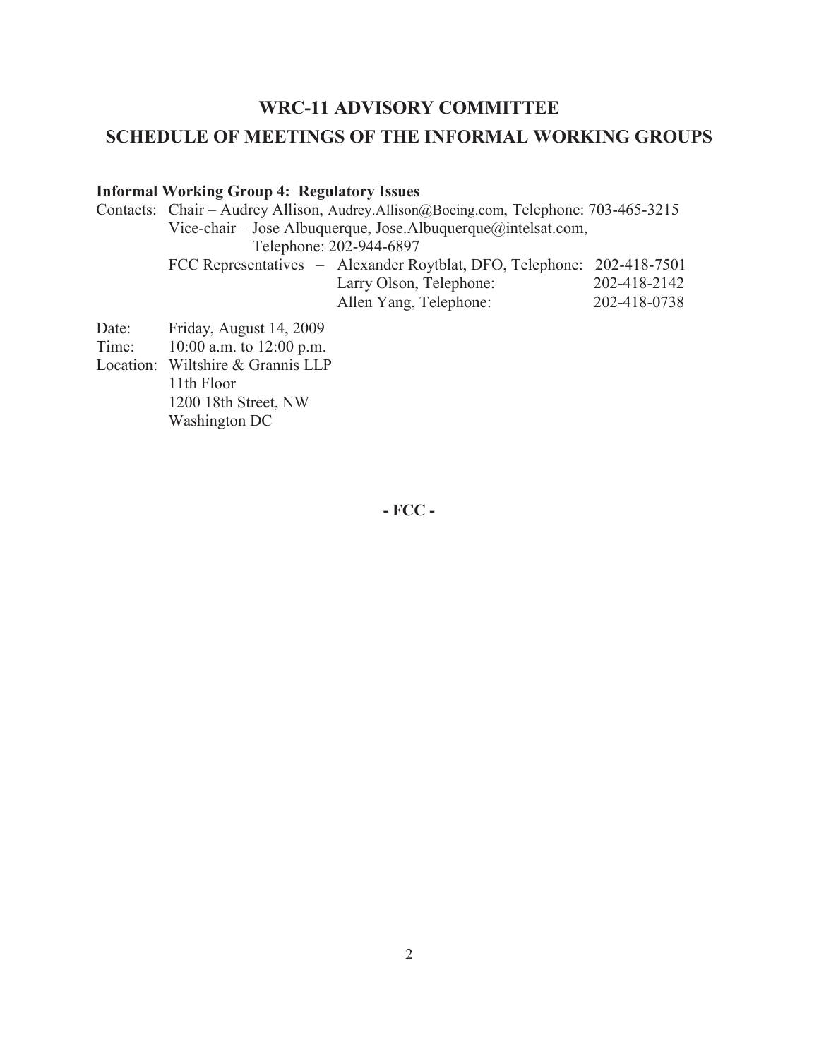# WRC-11 ADVISORY COMMITTEE

# SCHEDULE OF MEETINGS OF THE INFORMAL WORKING GROUPS

**Informal Working Group 4: Regulatory Issues**

Contacts: Chair – Audrey Allison, Audrey.Allison@Boeing.com, Telephone: 703-465-3215
Vice-chair – Jose Albuquerque, Jose.Albuquerque@intelsat.com, Telephone: 202-944-6897
FCC Representatives – Alexander Roytblat, DFO, Telephone: 202-418-7501
Larry Olson, Telephone: 202-418-2142
Allen Yang, Telephone: 202-418-0738

Date: Friday, August 14, 2009
Time: 10:00 a.m. to 12:00 p.m.
Location: Wiltshire & Grannis LLP
11th Floor
1200 18th Street, NW
Washington DC

**- FCC -**